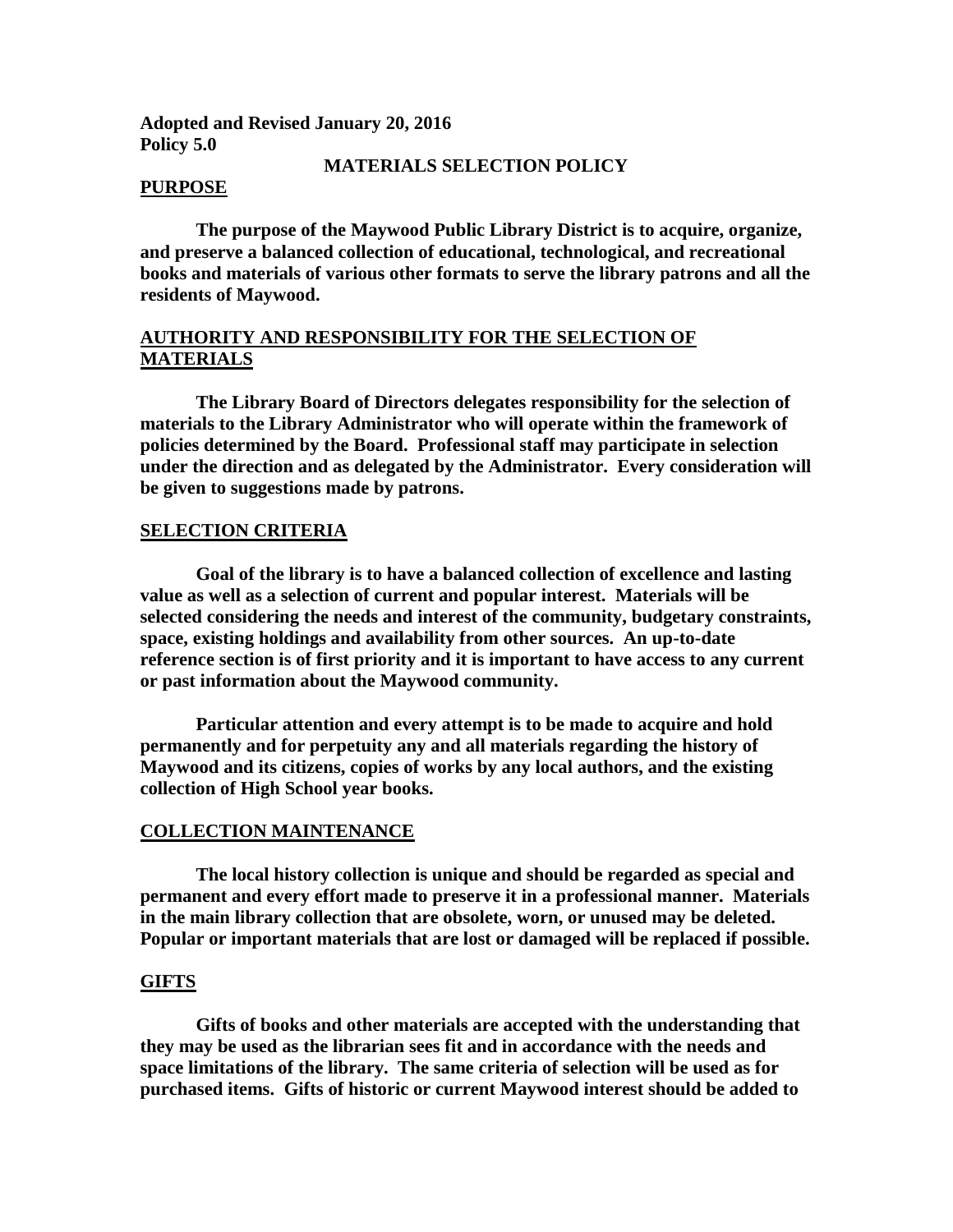**Adopted and Revised January 20, 2016**
**Policy 5.0**

# MATERIALS SELECTION POLICY

## PURPOSE

**The purpose of the Maywood Public Library District is to acquire, organize, and preserve a balanced collection of educational, technological, and recreational books and materials of various other formats to serve the library patrons and all the residents of Maywood.**

## AUTHORITY AND RESPONSIBILITY FOR THE SELECTION OF MATERIALS

**The Library Board of Directors delegates responsibility for the selection of materials to the Library Administrator who will operate within the framework of policies determined by the Board. Professional staff may participate in selection under the direction and as delegated by the Administrator. Every consideration will be given to suggestions made by patrons.**

## SELECTION CRITERIA

**Goal of the library is to have a balanced collection of excellence and lasting value as well as a selection of current and popular interest. Materials will be selected considering the needs and interest of the community, budgetary constraints, space, existing holdings and availability from other sources. An up-to-date reference section is of first priority and it is important to have access to any current or past information about the Maywood community.**

**Particular attention and every attempt is to be made to acquire and hold permanently and for perpetuity any and all materials regarding the history of Maywood and its citizens, copies of works by any local authors, and the existing collection of High School year books.**

## COLLECTION MAINTENANCE

**The local history collection is unique and should be regarded as special and permanent and every effort made to preserve it in a professional manner. Materials in the main library collection that are obsolete, worn, or unused may be deleted. Popular or important materials that are lost or damaged will be replaced if possible.**

## GIFTS

**Gifts of books and other materials are accepted with the understanding that they may be used as the librarian sees fit and in accordance with the needs and space limitations of the library. The same criteria of selection will be used as for purchased items. Gifts of historic or current Maywood interest should be added to**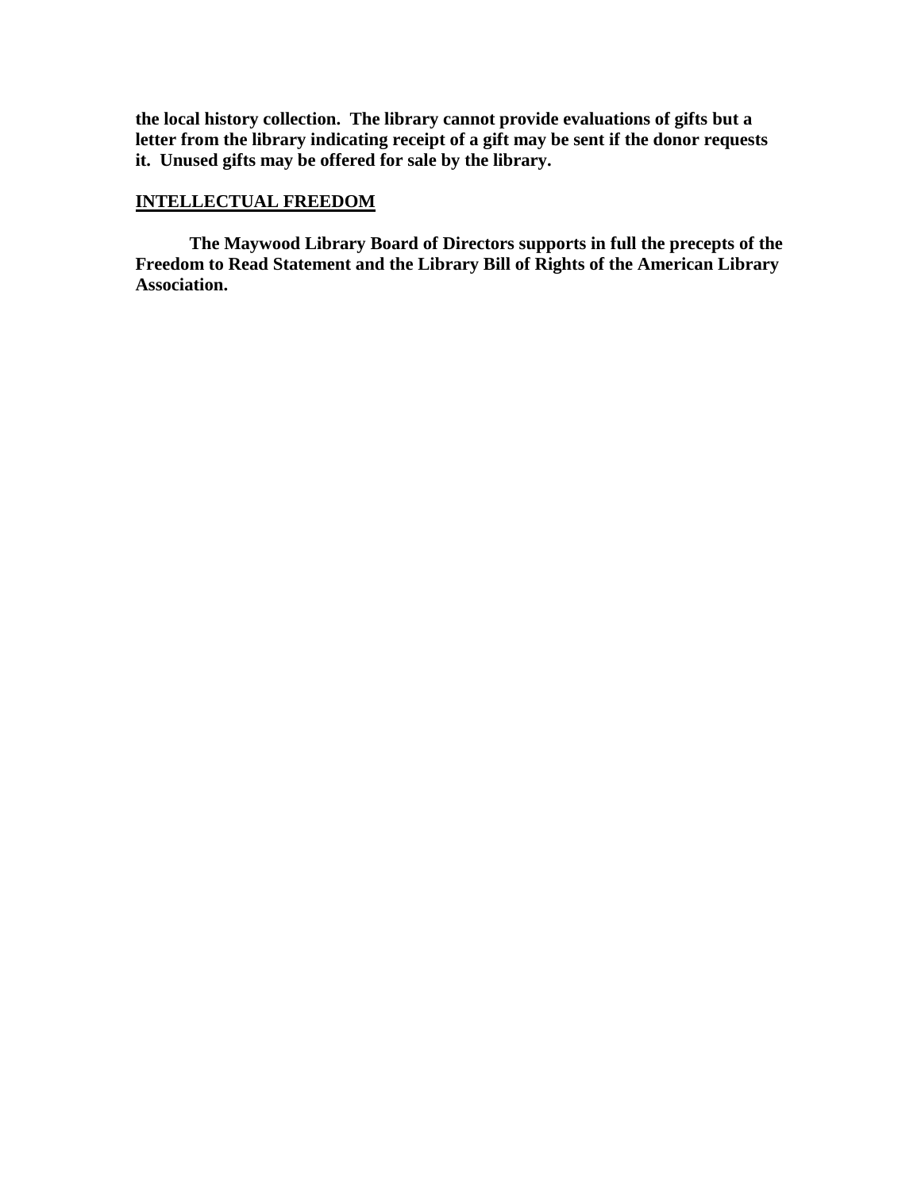**the local history collection. The library cannot provide evaluations of gifts but a letter from the library indicating receipt of a gift may be sent if the donor requests it. Unused gifts may be offered for sale by the library.**

## INTELLECTUAL FREEDOM

**The Maywood Library Board of Directors supports in full the precepts of the Freedom to Read Statement and the Library Bill of Rights of the American Library Association.**